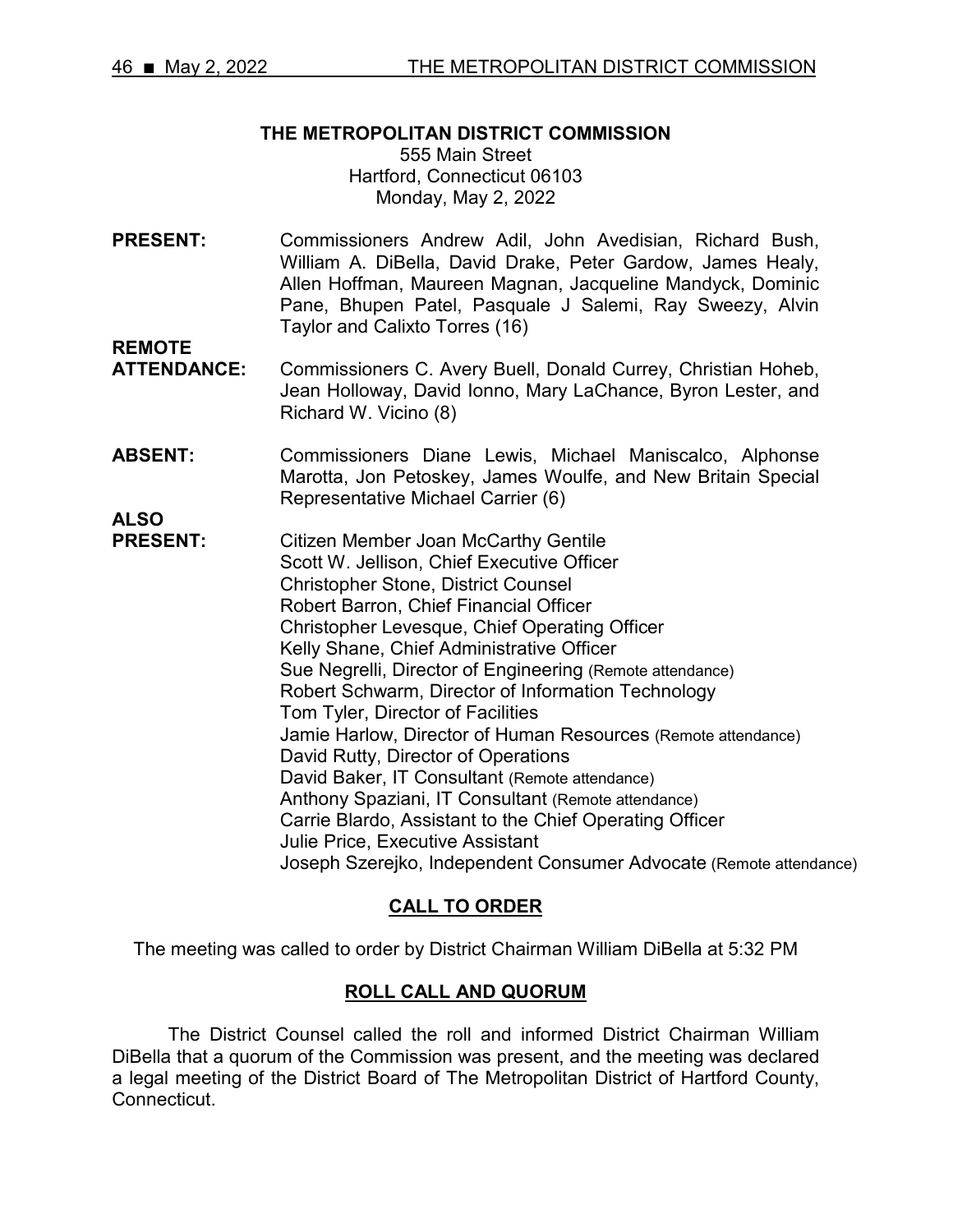**THE METROPOLITAN DISTRICT COMMISSION**
555 Main Street
Hartford, Connecticut 06103
Monday, May 2, 2022

**PRESENT:** Commissioners Andrew Adil, John Avedisian, Richard Bush, William A. DiBella, David Drake, Peter Gardow, James Healy, Allen Hoffman, Maureen Magnan, Jacqueline Mandyck, Dominic Pane, Bhupen Patel, Pasquale J Salemi, Ray Sweezy, Alvin Taylor and Calixto Torres (16)

**REMOTE ATTENDANCE:** Commissioners C. Avery Buell, Donald Currey, Christian Hoheb, Jean Holloway, David Ionno, Mary LaChance, Byron Lester, and Richard W. Vicino (8)

**ABSENT:** Commissioners Diane Lewis, Michael Maniscalco, Alphonse Marotta, Jon Petoskey, James Woulfe, and New Britain Special Representative Michael Carrier (6)

**ALSO PRESENT:**
Citizen Member Joan McCarthy Gentile
Scott W. Jellison, Chief Executive Officer
Christopher Stone, District Counsel
Robert Barron, Chief Financial Officer
Christopher Levesque, Chief Operating Officer
Kelly Shane, Chief Administrative Officer
Sue Negrelli, Director of Engineering (Remote attendance)
Robert Schwarm, Director of Information Technology
Tom Tyler, Director of Facilities
Jamie Harlow, Director of Human Resources (Remote attendance)
David Rutty, Director of Operations
David Baker, IT Consultant (Remote attendance)
Anthony Spaziani, IT Consultant (Remote attendance)
Carrie Blardo, Assistant to the Chief Operating Officer
Julie Price, Executive Assistant
Joseph Szerejko, Independent Consumer Advocate (Remote attendance)

## CALL TO ORDER

The meeting was called to order by District Chairman William DiBella at 5:32 PM

## ROLL CALL AND QUORUM

The District Counsel called the roll and informed District Chairman William DiBella that a quorum of the Commission was present, and the meeting was declared a legal meeting of the District Board of The Metropolitan District of Hartford County, Connecticut.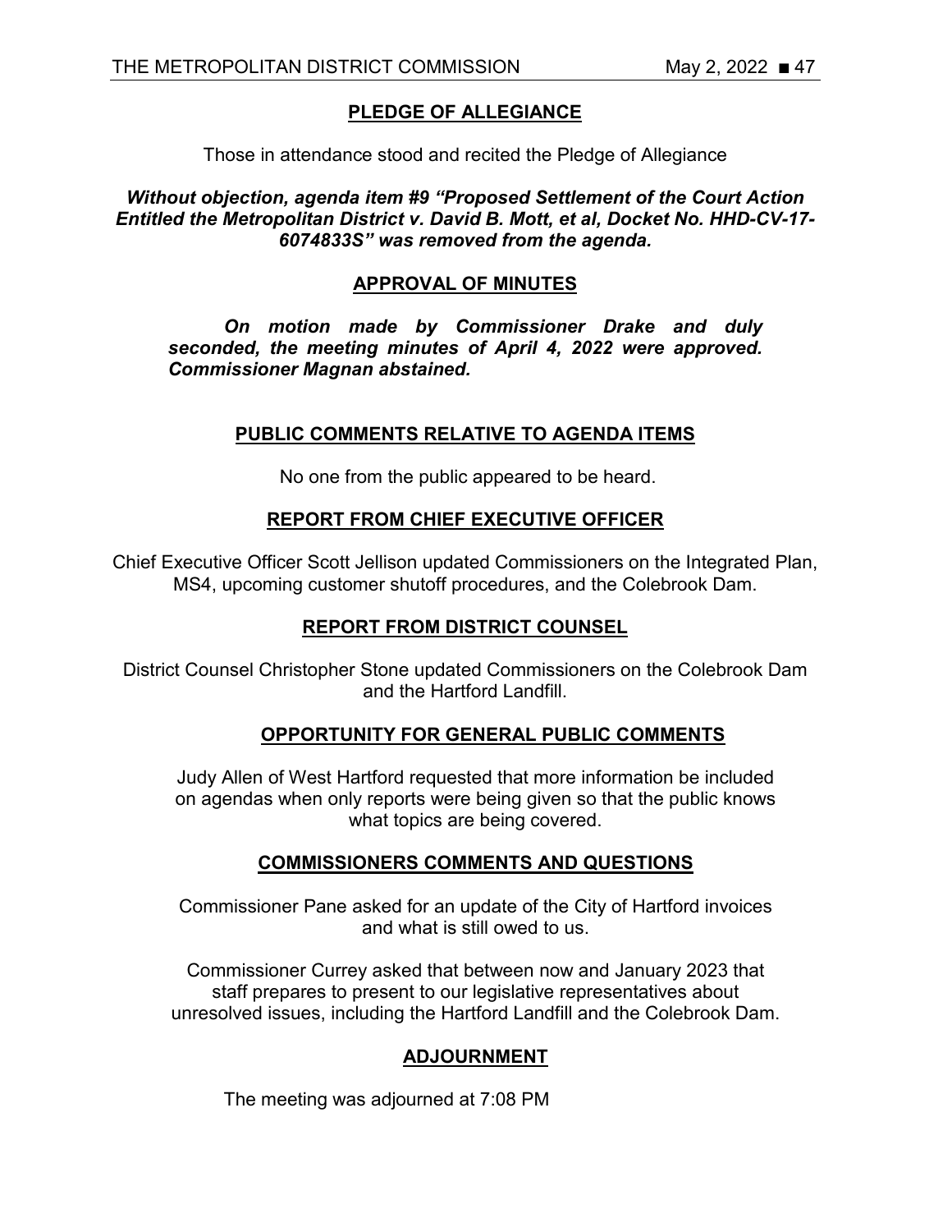## PLEDGE OF ALLEGIANCE

Those in attendance stood and recited the Pledge of Allegiance

***Without objection, agenda item #9 "Proposed Settlement of the Court Action Entitled the Metropolitan District v. David B. Mott, et al, Docket No. HHD-CV-17-6074833S" was removed from the agenda.***

## APPROVAL OF MINUTES

***On motion made by Commissioner Drake and duly seconded, the meeting minutes of April 4, 2022 were approved. Commissioner Magnan abstained.***

## PUBLIC COMMENTS RELATIVE TO AGENDA ITEMS

No one from the public appeared to be heard.

## REPORT FROM CHIEF EXECUTIVE OFFICER

Chief Executive Officer Scott Jellison updated Commissioners on the Integrated Plan, MS4, upcoming customer shutoff procedures, and the Colebrook Dam.

## REPORT FROM DISTRICT COUNSEL

District Counsel Christopher Stone updated Commissioners on the Colebrook Dam and the Hartford Landfill.

## OPPORTUNITY FOR GENERAL PUBLIC COMMENTS

Judy Allen of West Hartford requested that more information be included on agendas when only reports were being given so that the public knows what topics are being covered.

## COMMISSIONERS COMMENTS AND QUESTIONS

Commissioner Pane asked for an update of the City of Hartford invoices and what is still owed to us.

Commissioner Currey asked that between now and January 2023 that staff prepares to present to our legislative representatives about unresolved issues, including the Hartford Landfill and the Colebrook Dam.

## ADJOURNMENT

The meeting was adjourned at 7:08 PM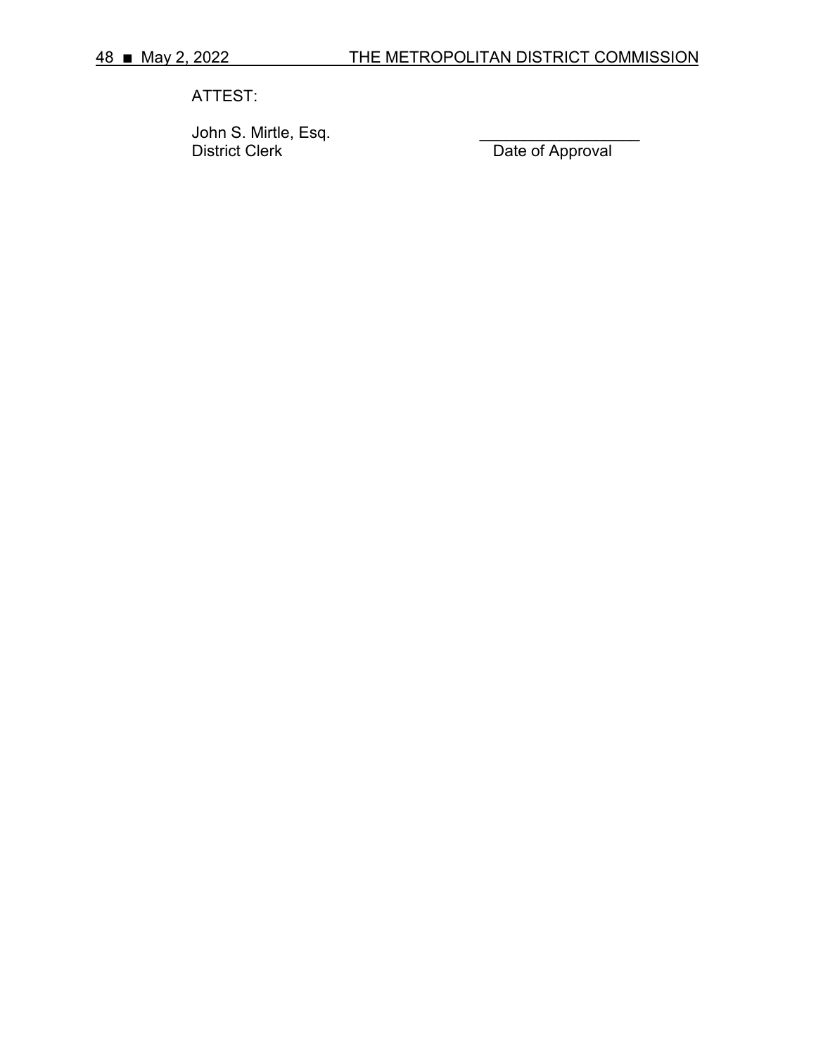ATTEST:

John S. Mirtle, Esq.
District Clerk

\_\_\_\_\_\_\_\_\_\_\_\_\_\_\_\_\_\_
Date of Approval